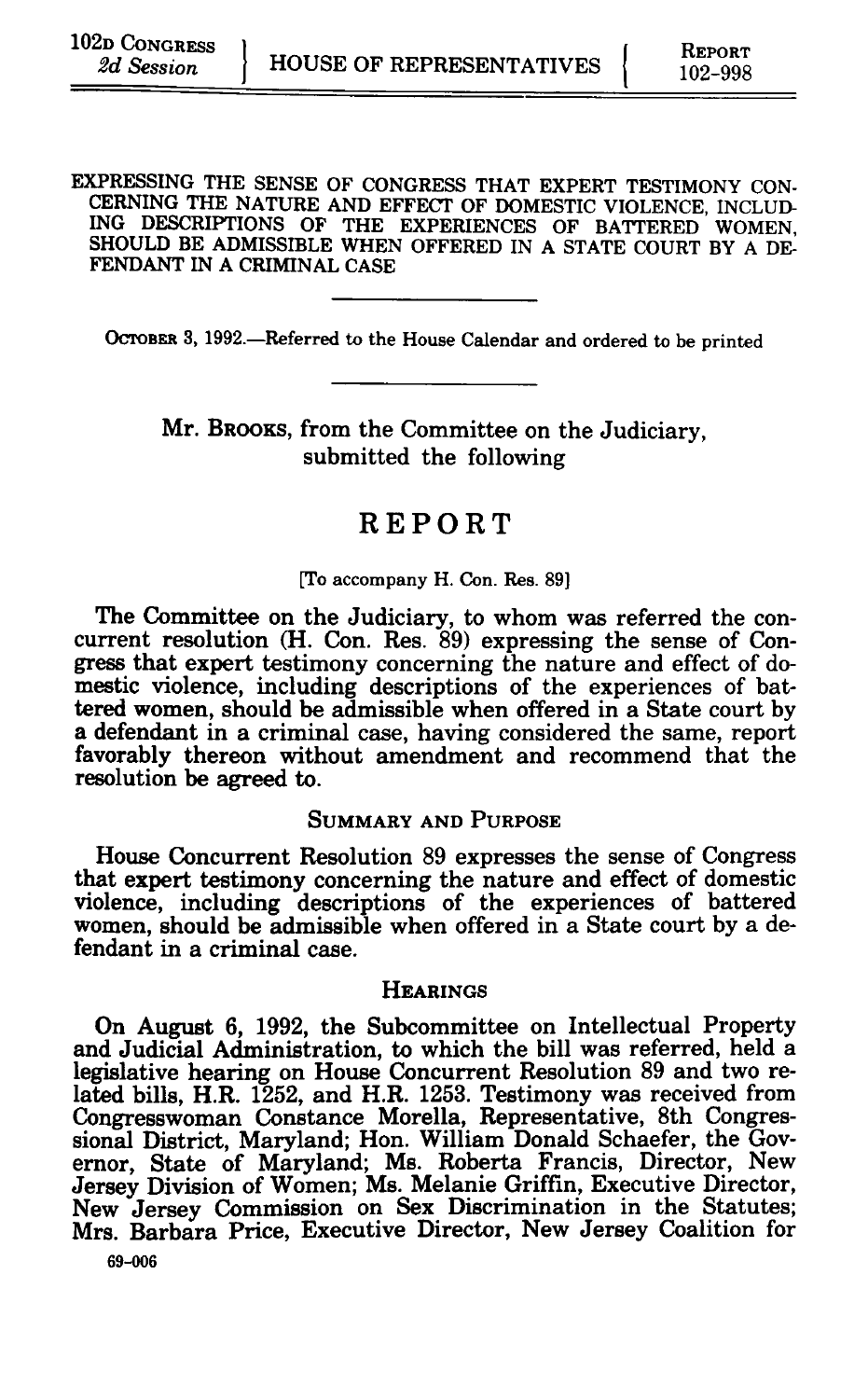102D CONGRESS
*2d Session*

HOUSE OF REPRESENTATIVES

REPORT
102-998

EXPRESSING THE SENSE OF CONGRESS THAT EXPERT TESTIMONY CONCERNING THE NATURE AND EFFECT OF DOMESTIC VIOLENCE, INCLUDING DESCRIPTIONS OF THE EXPERIENCES OF BATTERED WOMEN, SHOULD BE ADMISSIBLE WHEN OFFERED IN A STATE COURT BY A DEFENDANT IN A CRIMINAL CASE

---

OCTOBER 3, 1992.—Referred to the House Calendar and ordered to be printed

---

Mr. BROOKS, from the Committee on the Judiciary, submitted the following

# REPORT

[To accompany H. Con. Res. 89]

The Committee on the Judiciary, to whom was referred the concurrent resolution (H. Con. Res. 89) expressing the sense of Congress that expert testimony concerning the nature and effect of domestic violence, including descriptions of the experiences of battered women, should be admissible when offered in a State court by a defendant in a criminal case, having considered the same, report favorably thereon without amendment and recommend that the resolution be agreed to.

## SUMMARY AND PURPOSE

House Concurrent Resolution 89 expresses the sense of Congress that expert testimony concerning the nature and effect of domestic violence, including descriptions of the experiences of battered women, should be admissible when offered in a State court by a defendant in a criminal case.

## HEARINGS

On August 6, 1992, the Subcommittee on Intellectual Property and Judicial Administration, to which the bill was referred, held a legislative hearing on House Concurrent Resolution 89 and two related bills, H.R. 1252, and H.R. 1253. Testimony was received from Congresswoman Constance Morella, Representative, 8th Congressional District, Maryland; Hon. William Donald Schaefer, the Governor, State of Maryland; Ms. Roberta Francis, Director, New Jersey Division of Women; Ms. Melanie Griffin, Executive Director, New Jersey Commission on Sex Discrimination in the Statutes; Mrs. Barbara Price, Executive Director, New Jersey Coalition for

69-006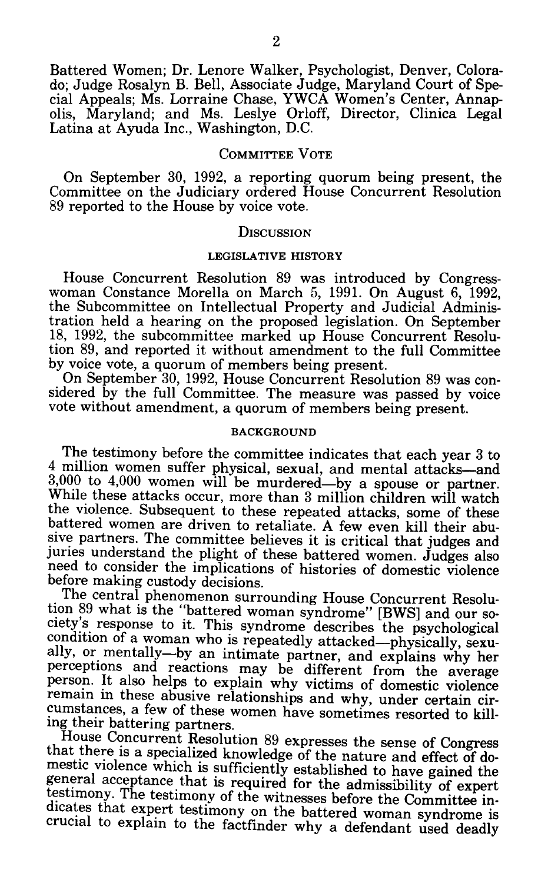Battered Women; Dr. Lenore Walker, Psychologist, Denver, Colorado; Judge Rosalyn B. Bell, Associate Judge, Maryland Court of Special Appeals; Ms. Lorraine Chase, YWCA Women's Center, Annapolis, Maryland; and Ms. Leslye Orloff, Director, Clinica Legal Latina at Ayuda Inc., Washington, D.C.

## COMMITTEE VOTE

On September 30, 1992, a reporting quorum being present, the Committee on the Judiciary ordered House Concurrent Resolution 89 reported to the House by voice vote.

## DISCUSSION

### LEGISLATIVE HISTORY

House Concurrent Resolution 89 was introduced by Congresswoman Constance Morella on March 5, 1991. On August 6, 1992, the Subcommittee on Intellectual Property and Judicial Administration held a hearing on the proposed legislation. On September 18, 1992, the subcommittee marked up House Concurrent Resolution 89, and reported it without amendment to the full Committee by voice vote, a quorum of members being present.

On September 30, 1992, House Concurrent Resolution 89 was considered by the full Committee. The measure was passed by voice vote without amendment, a quorum of members being present.

### BACKGROUND

The testimony before the committee indicates that each year 3 to 4 million women suffer physical, sexual, and mental attacks—and 3,000 to 4,000 women will be murdered—by a spouse or partner. While these attacks occur, more than 3 million children will watch the violence. Subsequent to these repeated attacks, some of these battered women are driven to retaliate. A few even kill their abusive partners. The committee believes it is critical that judges and juries understand the plight of these battered women. Judges also need to consider the implications of histories of domestic violence before making custody decisions.

The central phenomenon surrounding House Concurrent Resolution 89 what is the "battered woman syndrome" [BWS] and our society's response to it. This syndrome describes the psychological condition of a woman who is repeatedly attacked—physically, sexually, or mentally—by an intimate partner, and explains why her perceptions and reactions may be different from the average person. It also helps to explain why victims of domestic violence remain in these abusive relationships and why, under certain circumstances, a few of these women have sometimes resorted to killing their battering partners.

House Concurrent Resolution 89 expresses the sense of Congress that there is a specialized knowledge of the nature and effect of domestic violence which is sufficiently established to have gained the general acceptance that is required for the admissibility of expert testimony. The testimony of the witnesses before the Committee indicates that expert testimony on the battered woman syndrome is crucial to explain to the factfinder why a defendant used deadly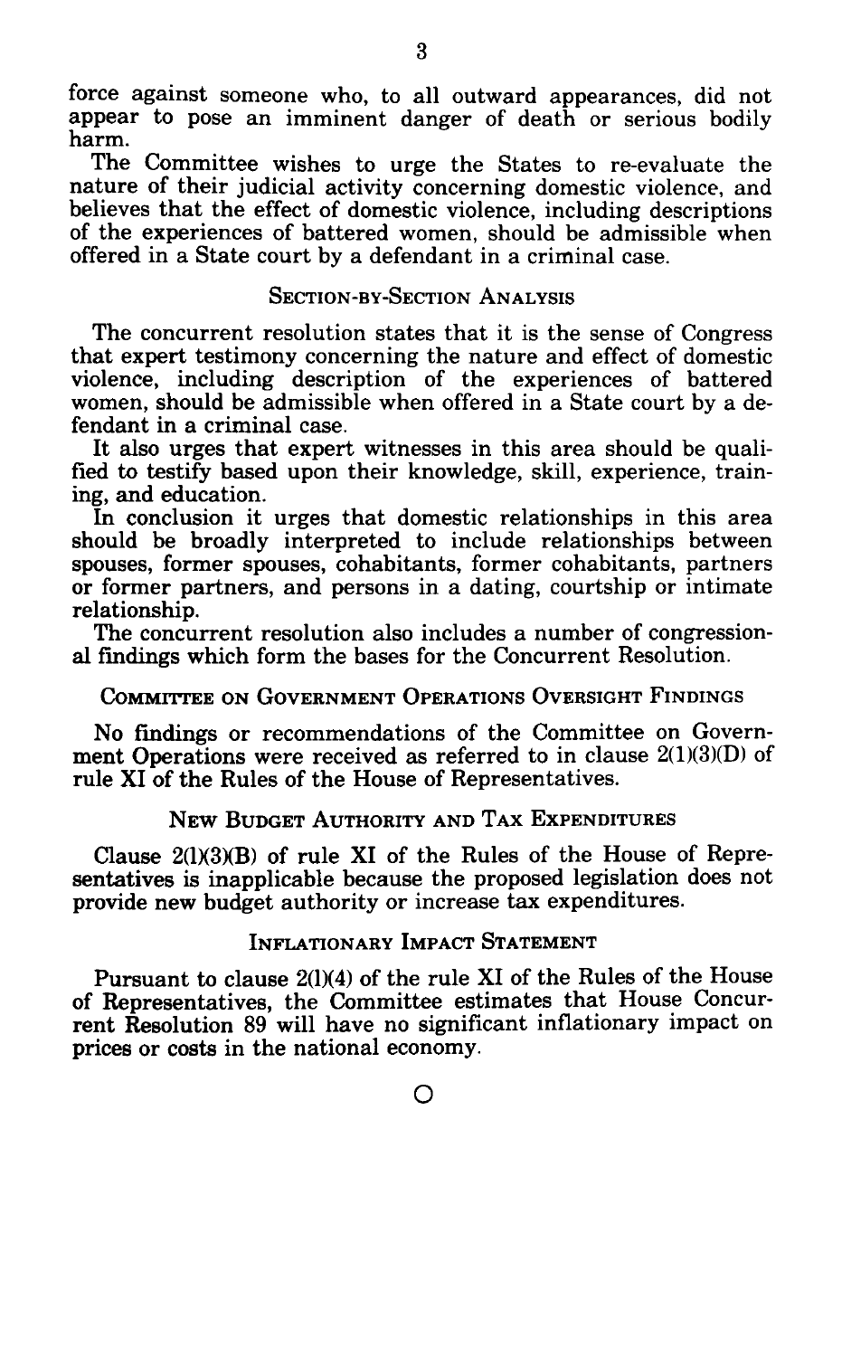force against someone who, to all outward appearances, did not appear to pose an imminent danger of death or serious bodily harm.

The Committee wishes to urge the States to re-evaluate the nature of their judicial activity concerning domestic violence, and believes that the effect of domestic violence, including descriptions of the experiences of battered women, should be admissible when offered in a State court by a defendant in a criminal case.

## SECTION-BY-SECTION ANALYSIS

The concurrent resolution states that it is the sense of Congress that expert testimony concerning the nature and effect of domestic violence, including description of the experiences of battered women, should be admissible when offered in a State court by a defendant in a criminal case.

It also urges that expert witnesses in this area should be qualified to testify based upon their knowledge, skill, experience, training, and education.

In conclusion it urges that domestic relationships in this area should be broadly interpreted to include relationships between spouses, former spouses, cohabitants, former cohabitants, partners or former partners, and persons in a dating, courtship or intimate relationship.

The concurrent resolution also includes a number of congressional findings which form the bases for the Concurrent Resolution.

## COMMITTEE ON GOVERNMENT OPERATIONS OVERSIGHT FINDINGS

No findings or recommendations of the Committee on Government Operations were received as referred to in clause 2(1)(3)(D) of rule XI of the Rules of the House of Representatives.

## NEW BUDGET AUTHORITY AND TAX EXPENDITURES

Clause 2(l)(3)(B) of rule XI of the Rules of the House of Representatives is inapplicable because the proposed legislation does not provide new budget authority or increase tax expenditures.

## INFLATIONARY IMPACT STATEMENT

Pursuant to clause 2(l)(4) of the rule XI of the Rules of the House of Representatives, the Committee estimates that House Concurrent Resolution 89 will have no significant inflationary impact on prices or costs in the national economy.

O